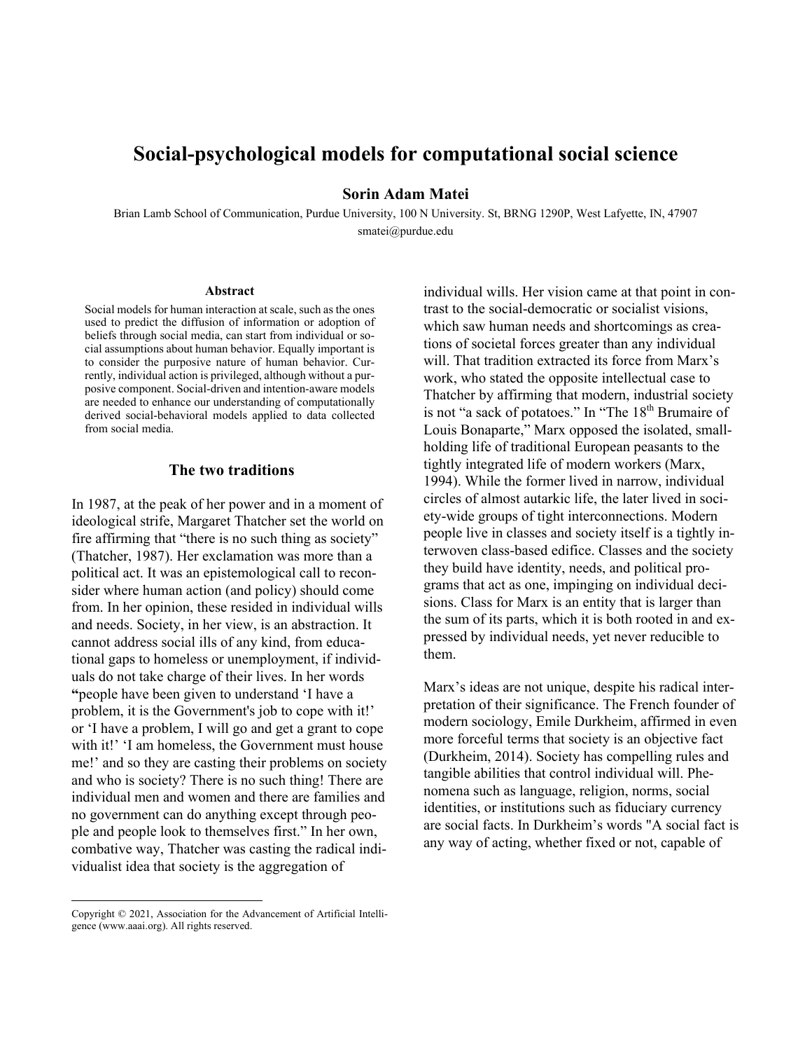# Social-psychological models for computational social science

**Sorin Adam Matei**

Brian Lamb School of Communication, Purdue University, 100 N University. St, BRNG 1290P, West Lafayette, IN, 47907
smatei@purdue.edu

### Abstract

Social models for human interaction at scale, such as the ones used to predict the diffusion of information or adoption of beliefs through social media, can start from individual or social assumptions about human behavior. Equally important is to consider the purposive nature of human behavior. Currently, individual action is privileged, although without a purposive component. Social-driven and intention-aware models are needed to enhance our understanding of computationally derived social-behavioral models applied to data collected from social media.

## The two traditions

In 1987, at the peak of her power and in a moment of ideological strife, Margaret Thatcher set the world on fire affirming that "there is no such thing as society" (Thatcher, 1987). Her exclamation was more than a political act. It was an epistemological call to reconsider where human action (and policy) should come from. In her opinion, these resided in individual wills and needs. Society, in her view, is an abstraction. It cannot address social ills of any kind, from educational gaps to homeless or unemployment, if individuals do not take charge of their lives. In her words **"**people have been given to understand 'I have a problem, it is the Government's job to cope with it!' or 'I have a problem, I will go and get a grant to cope with it!' 'I am homeless, the Government must house me!' and so they are casting their problems on society and who is society? There is no such thing! There are individual men and women and there are families and no government can do anything except through people and people look to themselves first." In her own, combative way, Thatcher was casting the radical individualist idea that society is the aggregation of individual wills. Her vision came at that point in contrast to the social-democratic or socialist visions, which saw human needs and shortcomings as creations of societal forces greater than any individual will. That tradition extracted its force from Marx's work, who stated the opposite intellectual case to Thatcher by affirming that modern, industrial society is not "a sack of potatoes." In "The 18th Brumaire of Louis Bonaparte," Marx opposed the isolated, smallholding life of traditional European peasants to the tightly integrated life of modern workers (Marx, 1994). While the former lived in narrow, individual circles of almost autarkic life, the later lived in society-wide groups of tight interconnections. Modern people live in classes and society itself is a tightly interwoven class-based edifice. Classes and the society they build have identity, needs, and political programs that act as one, impinging on individual decisions. Class for Marx is an entity that is larger than the sum of its parts, which it is both rooted in and expressed by individual needs, yet never reducible to them.

Marx's ideas are not unique, despite his radical interpretation of their significance. The French founder of modern sociology, Emile Durkheim, affirmed in even more forceful terms that society is an objective fact (Durkheim, 2014). Society has compelling rules and tangible abilities that control individual will. Phenomena such as language, religion, norms, social identities, or institutions such as fiduciary currency are social facts. In Durkheim's words "A social fact is any way of acting, whether fixed or not, capable of

---

Copyright © 2021, Association for the Advancement of Artificial Intelligence (www.aaai.org). All rights reserved.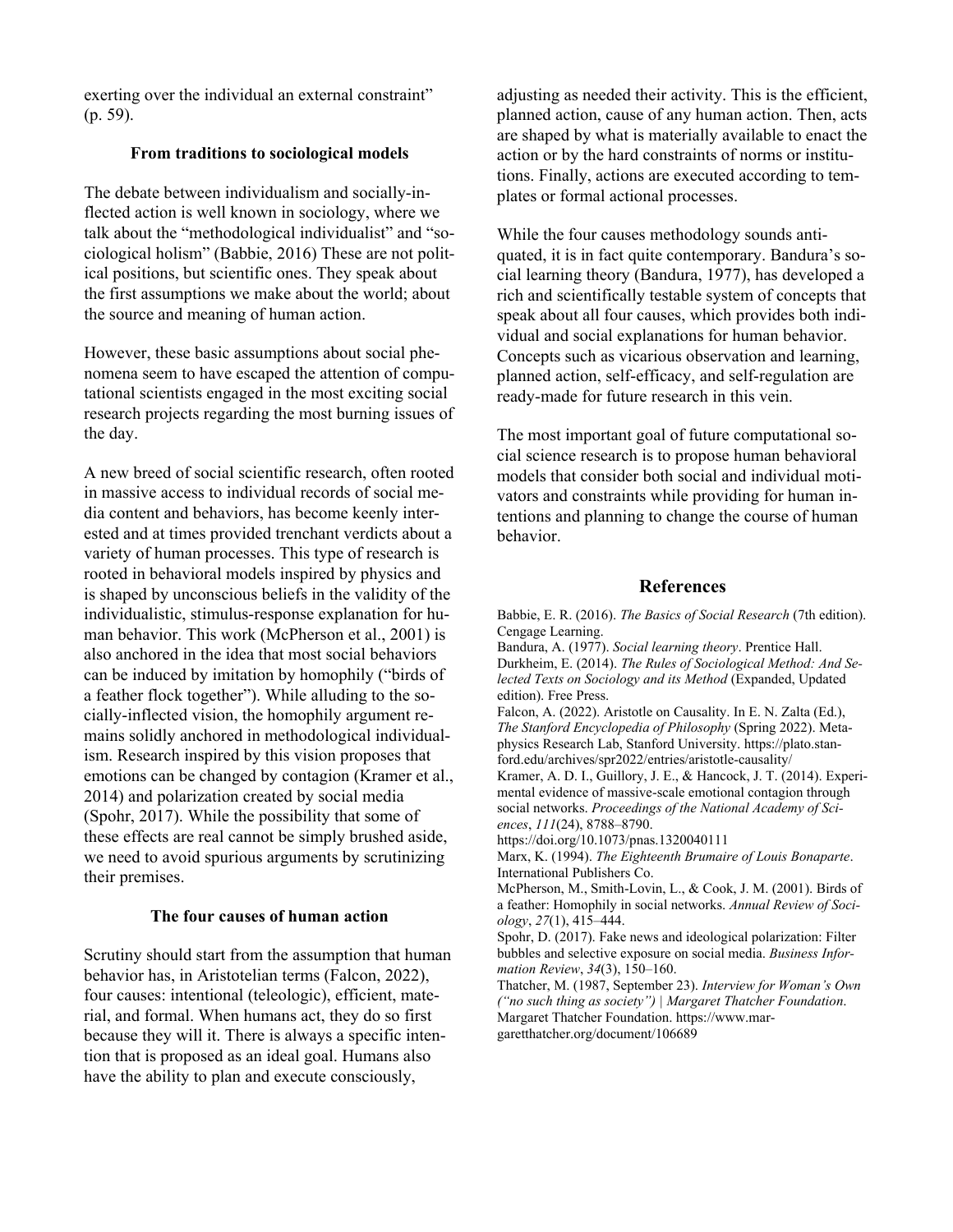exerting over the individual an external constraint" (p. 59).

### From traditions to sociological models

The debate between individualism and socially-inflected action is well known in sociology, where we talk about the "methodological individualist" and "sociological holism" (Babbie, 2016) These are not political positions, but scientific ones. They speak about the first assumptions we make about the world; about the source and meaning of human action.

However, these basic assumptions about social phenomena seem to have escaped the attention of computational scientists engaged in the most exciting social research projects regarding the most burning issues of the day.

A new breed of social scientific research, often rooted in massive access to individual records of social media content and behaviors, has become keenly interested and at times provided trenchant verdicts about a variety of human processes. This type of research is rooted in behavioral models inspired by physics and is shaped by unconscious beliefs in the validity of the individualistic, stimulus-response explanation for human behavior. This work (McPherson et al., 2001) is also anchored in the idea that most social behaviors can be induced by imitation by homophily ("birds of a feather flock together"). While alluding to the socially-inflected vision, the homophily argument remains solidly anchored in methodological individualism. Research inspired by this vision proposes that emotions can be changed by contagion (Kramer et al., 2014) and polarization created by social media (Spohr, 2017). While the possibility that some of these effects are real cannot be simply brushed aside, we need to avoid spurious arguments by scrutinizing their premises.

### The four causes of human action

Scrutiny should start from the assumption that human behavior has, in Aristotelian terms (Falcon, 2022), four causes: intentional (teleologic), efficient, material, and formal. When humans act, they do so first because they will it. There is always a specific intention that is proposed as an ideal goal. Humans also have the ability to plan and execute consciously, adjusting as needed their activity. This is the efficient, planned action, cause of any human action. Then, acts are shaped by what is materially available to enact the action or by the hard constraints of norms or institutions. Finally, actions are executed according to templates or formal actional processes.

While the four causes methodology sounds antiquated, it is in fact quite contemporary. Bandura's social learning theory (Bandura, 1977), has developed a rich and scientifically testable system of concepts that speak about all four causes, which provides both individual and social explanations for human behavior. Concepts such as vicarious observation and learning, planned action, self-efficacy, and self-regulation are ready-made for future research in this vein.

The most important goal of future computational social science research is to propose human behavioral models that consider both social and individual motivators and constraints while providing for human intentions and planning to change the course of human behavior.

## References

Babbie, E. R. (2016). *The Basics of Social Research* (7th edition). Cengage Learning.

Bandura, A. (1977). *Social learning theory*. Prentice Hall.

Durkheim, E. (2014). *The Rules of Sociological Method: And Selected Texts on Sociology and its Method* (Expanded, Updated edition). Free Press.

Falcon, A. (2022). Aristotle on Causality. In E. N. Zalta (Ed.), *The Stanford Encyclopedia of Philosophy* (Spring 2022). Metaphysics Research Lab, Stanford University. https://plato.stanford.edu/archives/spr2022/entries/aristotle-causality/

Kramer, A. D. I., Guillory, J. E., & Hancock, J. T. (2014). Experimental evidence of massive-scale emotional contagion through social networks. *Proceedings of the National Academy of Sciences*, *111*(24), 8788–8790. https://doi.org/10.1073/pnas.1320040111

Marx, K. (1994). *The Eighteenth Brumaire of Louis Bonaparte*. International Publishers Co.

McPherson, M., Smith-Lovin, L., & Cook, J. M. (2001). Birds of a feather: Homophily in social networks. *Annual Review of Sociology*, *27*(1), 415–444.

Spohr, D. (2017). Fake news and ideological polarization: Filter bubbles and selective exposure on social media. *Business Information Review*, *34*(3), 150–160.

Thatcher, M. (1987, September 23). *Interview for Woman's Own ("no such thing as society") | Margaret Thatcher Foundation*. Margaret Thatcher Foundation. https://www.margaretthatcher.org/document/106689